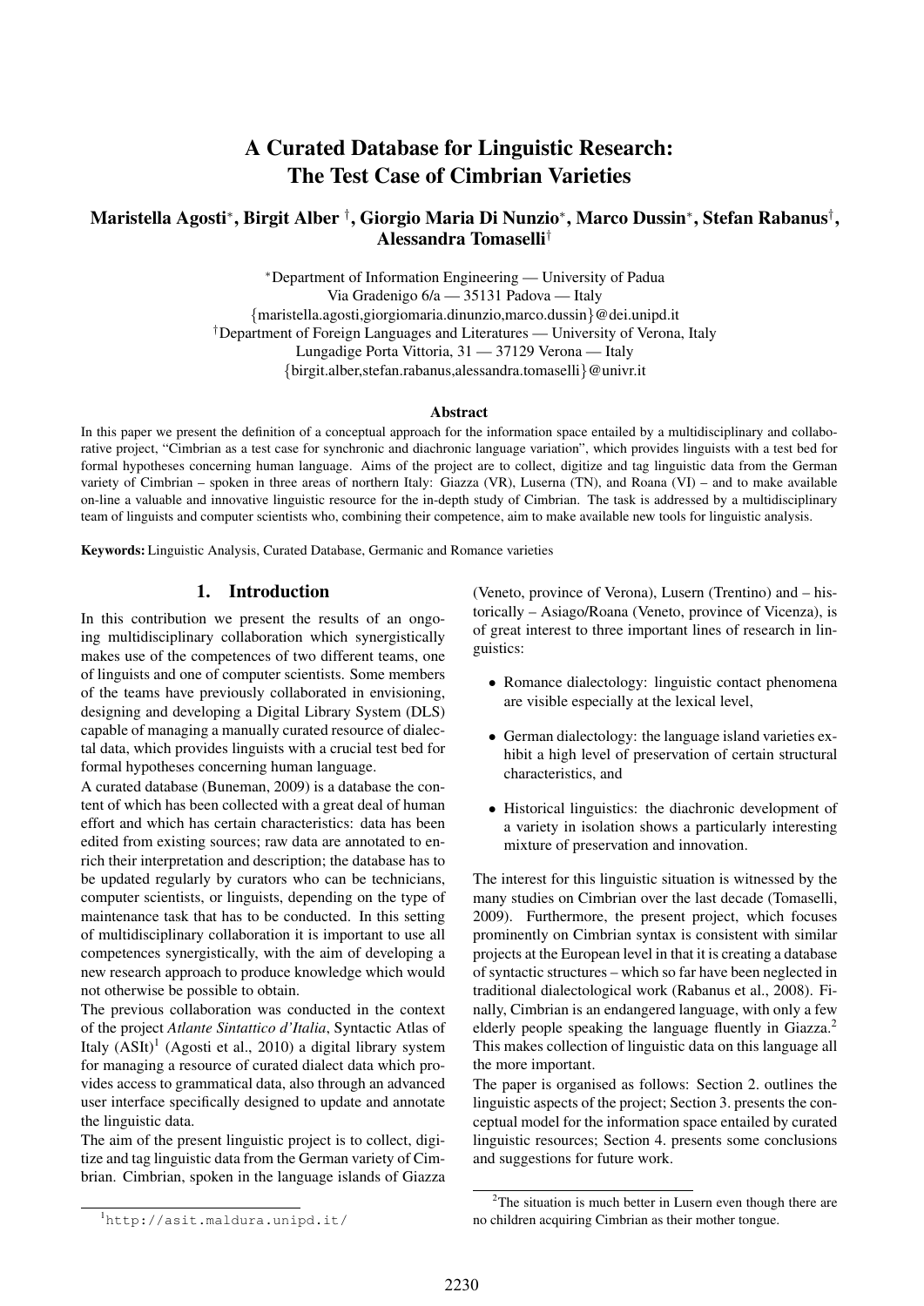# A Curated Database for Linguistic Research: The Test Case of Cimbrian Varieties

**Maristella Agosti*, Birgit Alber †, Giorgio Maria Di Nunzio*, Marco Dussin*, Stefan Rabanus†, Alessandra Tomaselli†**

*Department of Information Engineering — University of Padua
Via Gradenigo 6/a — 35131 Padova — Italy
{maristella.agosti,giorgiomaria.dinunzio,marco.dussin}@dei.unipd.it
†Department of Foreign Languages and Literatures — University of Verona, Italy
Lungadige Porta Vittoria, 31 — 37129 Verona — Italy
{birgit.alber,stefan.rabanus,alessandra.tomaselli}@univr.it

### Abstract

In this paper we present the definition of a conceptual approach for the information space entailed by a multidisciplinary and collaborative project, "Cimbrian as a test case for synchronic and diachronic language variation", which provides linguists with a test bed for formal hypotheses concerning human language. Aims of the project are to collect, digitize and tag linguistic data from the German variety of Cimbrian – spoken in three areas of northern Italy: Giazza (VR), Luserna (TN), and Roana (VI) – and to make available on-line a valuable and innovative linguistic resource for the in-depth study of Cimbrian. The task is addressed by a multidisciplinary team of linguists and computer scientists who, combining their competence, aim to make available new tools for linguistic analysis.

**Keywords:** Linguistic Analysis, Curated Database, Germanic and Romance varieties

## 1. Introduction

In this contribution we present the results of an ongoing multidisciplinary collaboration which synergistically makes use of the competences of two different teams, one of linguists and one of computer scientists. Some members of the teams have previously collaborated in envisioning, designing and developing a Digital Library System (DLS) capable of managing a manually curated resource of dialectal data, which provides linguists with a crucial test bed for formal hypotheses concerning human language.

A curated database (Buneman, 2009) is a database the content of which has been collected with a great deal of human effort and which has certain characteristics: data has been edited from existing sources; raw data are annotated to enrich their interpretation and description; the database has to be updated regularly by curators who can be technicians, computer scientists, or linguists, depending on the type of maintenance task that has to be conducted. In this setting of multidisciplinary collaboration it is important to use all competences synergistically, with the aim of developing a new research approach to produce knowledge which would not otherwise be possible to obtain.

The previous collaboration was conducted in the context of the project *Atlante Sintattico d'Italia*, Syntactic Atlas of Italy (ASIt)[1] (Agosti et al., 2010) a digital library system for managing a resource of curated dialect data which provides access to grammatical data, also through an advanced user interface specifically designed to update and annotate the linguistic data.

The aim of the present linguistic project is to collect, digitize and tag linguistic data from the German variety of Cimbrian. Cimbrian, spoken in the language islands of Giazza (Veneto, province of Verona), Lusern (Trentino) and – historically – Asiago/Roana (Veneto, province of Vicenza), is of great interest to three important lines of research in linguistics:

- Romance dialectology: linguistic contact phenomena are visible especially at the lexical level,
- German dialectology: the language island varieties exhibit a high level of preservation of certain structural characteristics, and
- Historical linguistics: the diachronic development of a variety in isolation shows a particularly interesting mixture of preservation and innovation.

The interest for this linguistic situation is witnessed by the many studies on Cimbrian over the last decade (Tomaselli, 2009). Furthermore, the present project, which focuses prominently on Cimbrian syntax is consistent with similar projects at the European level in that it is creating a database of syntactic structures – which so far have been neglected in traditional dialectological work (Rabanus et al., 2008). Finally, Cimbrian is an endangered language, with only a few elderly people speaking the language fluently in Giazza.[2] This makes collection of linguistic data on this language all the more important.

The paper is organised as follows: Section 2. outlines the linguistic aspects of the project; Section 3. presents the conceptual model for the information space entailed by curated linguistic resources; Section 4. presents some conclusions and suggestions for future work.

[1] http://asit.maldura.unipd.it/

[2] The situation is much better in Lusern even though there are no children acquiring Cimbrian as their mother tongue.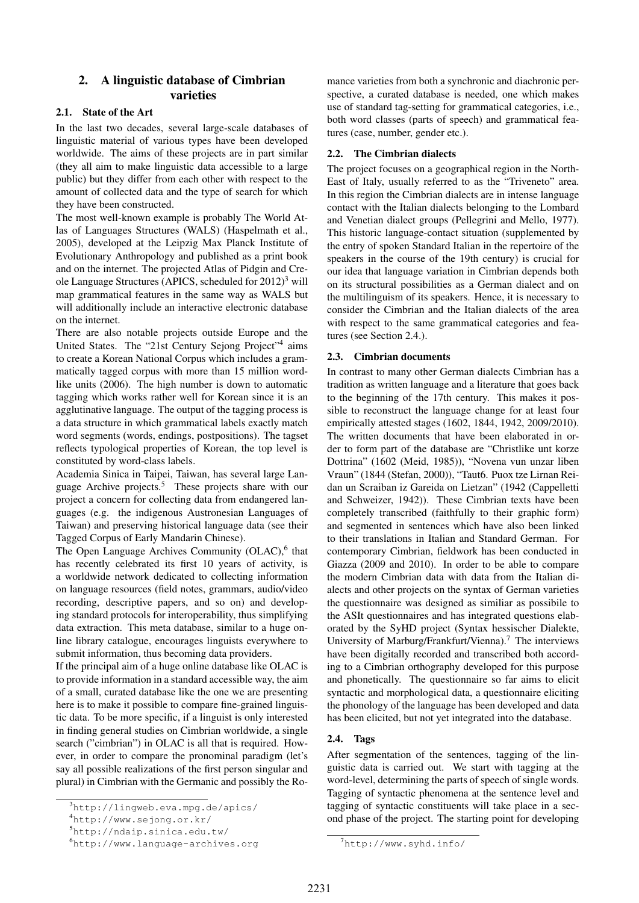## 2. A linguistic database of Cimbrian varieties

### 2.1. State of the Art

In the last two decades, several large-scale databases of linguistic material of various types have been developed worldwide. The aims of these projects are in part similar (they all aim to make linguistic data accessible to a large public) but they differ from each other with respect to the amount of collected data and the type of search for which they have been constructed.

The most well-known example is probably The World Atlas of Languages Structures (WALS) (Haspelmath et al., 2005), developed at the Leipzig Max Planck Institute of Evolutionary Anthropology and published as a print book and on the internet. The projected Atlas of Pidgin and Creole Language Structures (APICS, scheduled for 2012)[3] will map grammatical features in the same way as WALS but will additionally include an interactive electronic database on the internet.

There are also notable projects outside Europe and the United States. The "21st Century Sejong Project"[4] aims to create a Korean National Corpus which includes a grammatically tagged corpus with more than 15 million word-like units (2006). The high number is down to automatic tagging which works rather well for Korean since it is an agglutinative language. The output of the tagging process is a data structure in which grammatical labels exactly match word segments (words, endings, postpositions). The tagset reflects typological properties of Korean, the top level is constituted by word-class labels.

Academia Sinica in Taipei, Taiwan, has several large Language Archive projects.[5] These projects share with our project a concern for collecting data from endangered languages (e.g. the indigenous Austronesian Languages of Taiwan) and preserving historical language data (see their Tagged Corpus of Early Mandarin Chinese).

The Open Language Archives Community (OLAC),[6] that has recently celebrated its first 10 years of activity, is a worldwide network dedicated to collecting information on language resources (field notes, grammars, audio/video recording, descriptive papers, and so on) and developing standard protocols for interoperability, thus simplifying data extraction. This meta database, similar to a huge online library catalogue, encourages linguists everywhere to submit information, thus becoming data providers.

If the principal aim of a huge online database like OLAC is to provide information in a standard accessible way, the aim of a small, curated database like the one we are presenting here is to make it possible to compare fine-grained linguistic data. To be more specific, if a linguist is only interested in finding general studies on Cimbrian worldwide, a single search ("cimbrian") in OLAC is all that is required. However, in order to compare the pronominal paradigm (let's say all possible realizations of the first person singular and plural) in Cimbrian with the Germanic and possibly the Romance varieties from both a synchronic and diachronic perspective, a curated database is needed, one which makes use of standard tag-setting for grammatical categories, i.e., both word classes (parts of speech) and grammatical features (case, number, gender etc.).

### 2.2. The Cimbrian dialects

The project focuses on a geographical region in the North-East of Italy, usually referred to as the "Triveneto" area. In this region the Cimbrian dialects are in intense language contact with the Italian dialects belonging to the Lombard and Venetian dialect groups (Pellegrini and Mello, 1977). This historic language-contact situation (supplemented by the entry of spoken Standard Italian in the repertoire of the speakers in the course of the 19th century) is crucial for our idea that language variation in Cimbrian depends both on its structural possibilities as a German dialect and on the multilinguism of its speakers. Hence, it is necessary to consider the Cimbrian and the Italian dialects of the area with respect to the same grammatical categories and features (see Section 2.4.).

### 2.3. Cimbrian documents

In contrast to many other German dialects Cimbrian has a tradition as written language and a literature that goes back to the beginning of the 17th century. This makes it possible to reconstruct the language change for at least four empirically attested stages (1602, 1844, 1942, 2009/2010). The written documents that have been elaborated in order to form part of the database are "Christlike unt korze Dottrina" (1602 (Meid, 1985)), "Novena vun unzar liben Vraun" (1844 (Stefan, 2000)), "Taut6. Puox tze Lirnan Reidan un Scraiban iz Gareida on Lietzan" (1942 (Cappelletti and Schweizer, 1942)). These Cimbrian texts have been completely transcribed (faithfully to their graphic form) and segmented in sentences which have also been linked to their translations in Italian and Standard German. For contemporary Cimbrian, fieldwork has been conducted in Giazza (2009 and 2010). In order to be able to compare the modern Cimbrian data with data from the Italian dialects and other projects on the syntax of German varieties the questionnaire was designed as similiar as possibile to the ASIt questionnaires and has integrated questions elaborated by the SyHD project (Syntax hessischer Dialekte, University of Marburg/Frankfurt/Vienna).[7] The interviews have been digitally recorded and transcribed both according to a Cimbrian orthography developed for this purpose and phonetically. The questionnaire so far aims to elicit syntactic and morphological data, a questionnaire eliciting the phonology of the language has been developed and data has been elicited, but not yet integrated into the database.

### 2.4. Tags

After segmentation of the sentences, tagging of the linguistic data is carried out. We start with tagging at the word-level, determining the parts of speech of single words. Tagging of syntactic phenomena at the sentence level and tagging of syntactic constituents will take place in a second phase of the project. The starting point for developing

---

[3] http://lingweb.eva.mpg.de/apics/

[4] http://www.sejong.or.kr/

[5] http://ndaip.sinica.edu.tw/

[6] http://www.language-archives.org

[7] http://www.syhd.info/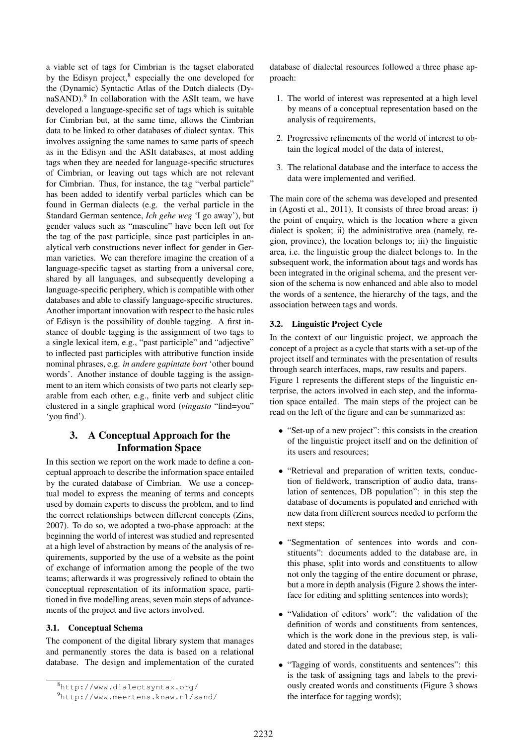a viable set of tags for Cimbrian is the tagset elaborated by the Edisyn project,[8] especially the one developed for the (Dynamic) Syntactic Atlas of the Dutch dialects (DynaSAND).[9] In collaboration with the ASIt team, we have developed a language-specific set of tags which is suitable for Cimbrian but, at the same time, allows the Cimbrian data to be linked to other databases of dialect syntax. This involves assigning the same names to same parts of speech as in the Edisyn and the ASIt databases, at most adding tags when they are needed for language-specific structures of Cimbrian, or leaving out tags which are not relevant for Cimbrian. Thus, for instance, the tag "verbal particle" has been added to identify verbal particles which can be found in German dialects (e.g. the verbal particle in the Standard German sentence, *Ich gehe weg* 'I go away'), but gender values such as "masculine" have been left out for the tag of the past participle, since past participles in analytical verb constructions never inflect for gender in German varieties. We can therefore imagine the creation of a language-specific tagset as starting from a universal core, shared by all languages, and subsequently developing a language-specific periphery, which is compatible with other databases and able to classify language-specific structures.
Another important innovation with respect to the basic rules of Edisyn is the possibility of double tagging. A first instance of double tagging is the assignment of two tags to a single lexical item, e.g., "past participle" and "adjective" to inflected past participles with attributive function inside nominal phrases, e.g. *in andere gapintate bort* 'other bound words'. Another instance of double tagging is the assignment to an item which consists of two parts not clearly separable from each other, e.g., finite verb and subject clitic clustered in a single graphical word (*vingasto* "find=you" 'you find').

## 3. A Conceptual Approach for the Information Space

In this section we report on the work made to define a conceptual approach to describe the information space entailed by the curated database of Cimbrian. We use a conceptual model to express the meaning of terms and concepts used by domain experts to discuss the problem, and to find the correct relationships between different concepts (Zins, 2007). To do so, we adopted a two-phase approach: at the beginning the world of interest was studied and represented at a high level of abstraction by means of the analysis of requirements, supported by the use of a website as the point of exchange of information among the people of the two teams; afterwards it was progressively refined to obtain the conceptual representation of its information space, partitioned in five modelling areas, seven main steps of advancements of the project and five actors involved.

### 3.1. Conceptual Schema

The component of the digital library system that manages and permanently stores the data is based on a relational database. The design and implementation of the curated database of dialectal resources followed a three phase approach:

1. The world of interest was represented at a high level by means of a conceptual representation based on the analysis of requirements,
2. Progressive refinements of the world of interest to obtain the logical model of the data of interest,
3. The relational database and the interface to access the data were implemented and verified.

The main core of the schema was developed and presented in (Agosti et al., 2011). It consists of three broad areas: i) the point of enquiry, which is the location where a given dialect is spoken; ii) the administrative area (namely, region, province), the location belongs to; iii) the linguistic area, i.e. the linguistic group the dialect belongs to. In the subsequent work, the information about tags and words has been integrated in the original schema, and the present version of the schema is now enhanced and able also to model the words of a sentence, the hierarchy of the tags, and the association between tags and words.

### 3.2. Linguistic Project Cycle

In the context of our linguistic project, we approach the concept of a project as a cycle that starts with a set-up of the project itself and terminates with the presentation of results through search interfaces, maps, raw results and papers.
Figure 1 represents the different steps of the linguistic enterprise, the actors involved in each step, and the information space entailed. The main steps of the project can be read on the left of the figure and can be summarized as:

- "Set-up of a new project": this consists in the creation of the linguistic project itself and on the definition of its users and resources;
- "Retrieval and preparation of written texts, conduction of fieldwork, transcription of audio data, translation of sentences, DB population": in this step the database of documents is populated and enriched with new data from different sources needed to perform the next steps;
- "Segmentation of sentences into words and constituents": documents added to the database are, in this phase, split into words and constituents to allow not only the tagging of the entire document or phrase, but a more in depth analysis (Figure 2 shows the interface for editing and splitting sentences into words);
- "Validation of editors' work": the validation of the definition of words and constituents from sentences, which is the work done in the previous step, is validated and stored in the database;
- "Tagging of words, constituents and sentences": this is the task of assigning tags and labels to the previously created words and constituents (Figure 3 shows the interface for tagging words);

[8] http://www.dialectsyntax.org/

[9] http://www.meertens.knaw.nl/sand/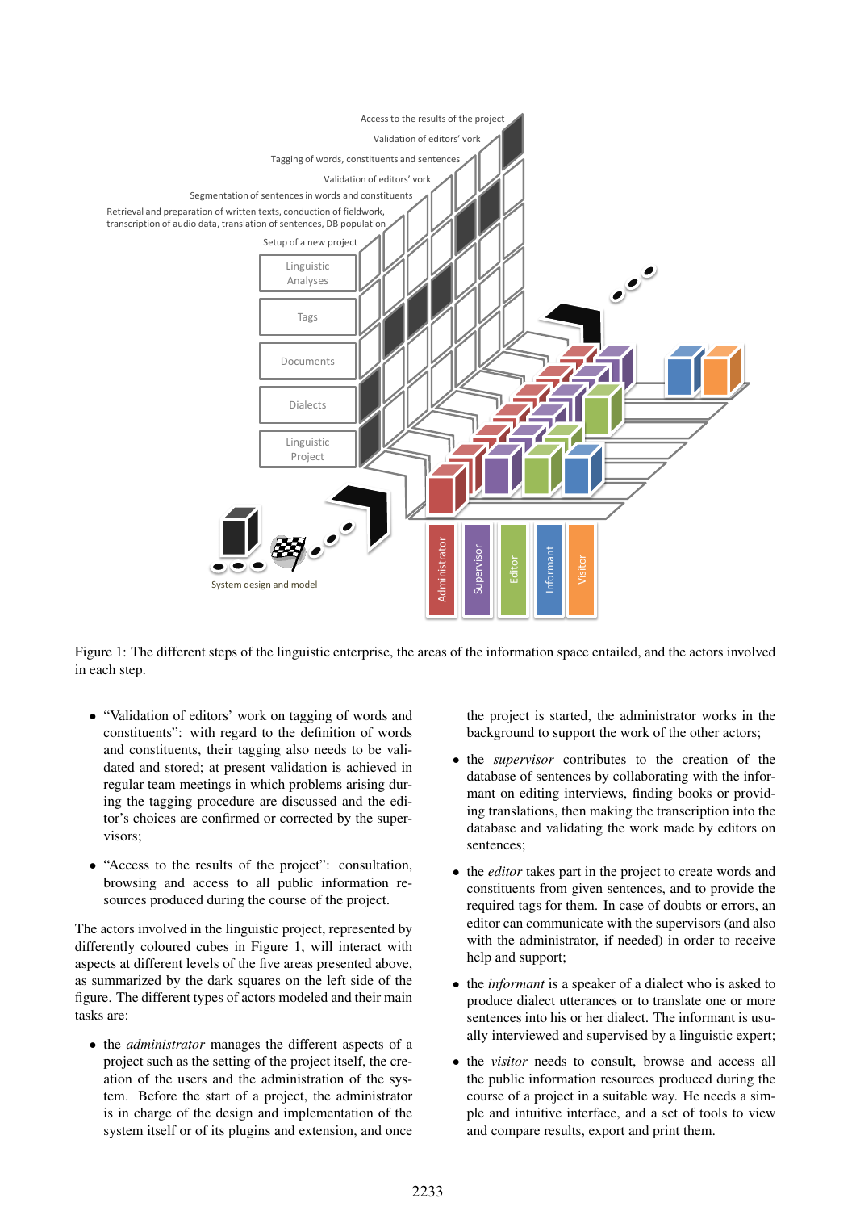Access to the results of the project

Validation of editors' vork

Tagging of words, constituents and sentences

Validation of editors' vork

Segmentation of sentences in words and constituents

Retrieval and preparation of written texts, conduction of fieldwork, transcription of audio data, translation of sentences, DB population

Setup of a new project

Linguistic Analyses

Tags

Documents

Dialects

Linguistic Project

System design and model

Administrator

Supervisor

Editor

Informant

Visitor

Figure 1: The different steps of the linguistic enterprise, the areas of the information space entailed, and the actors involved in each step.

- "Validation of editors' work on tagging of words and constituents": with regard to the definition of words and constituents, their tagging also needs to be validated and stored; at present validation is achieved in regular team meetings in which problems arising during the tagging procedure are discussed and the editor's choices are confirmed or corrected by the supervisors;
- "Access to the results of the project": consultation, browsing and access to all public information resources produced during the course of the project.

The actors involved in the linguistic project, represented by differently coloured cubes in Figure 1, will interact with aspects at different levels of the five areas presented above, as summarized by the dark squares on the left side of the figure. The different types of actors modeled and their main tasks are:

- the *administrator* manages the different aspects of a project such as the setting of the project itself, the creation of the users and the administration of the system. Before the start of a project, the administrator is in charge of the design and implementation of the system itself or of its plugins and extension, and once the project is started, the administrator works in the background to support the work of the other actors;
- the *supervisor* contributes to the creation of the database of sentences by collaborating with the informant on editing interviews, finding books or providing translations, then making the transcription into the database and validating the work made by editors on sentences;
- the *editor* takes part in the project to create words and constituents from given sentences, and to provide the required tags for them. In case of doubts or errors, an editor can communicate with the supervisors (and also with the administrator, if needed) in order to receive help and support;
- the *informant* is a speaker of a dialect who is asked to produce dialect utterances or to translate one or more sentences into his or her dialect. The informant is usually interviewed and supervised by a linguistic expert;
- the *visitor* needs to consult, browse and access all the public information resources produced during the course of a project in a suitable way. He needs a simple and intuitive interface, and a set of tools to view and compare results, export and print them.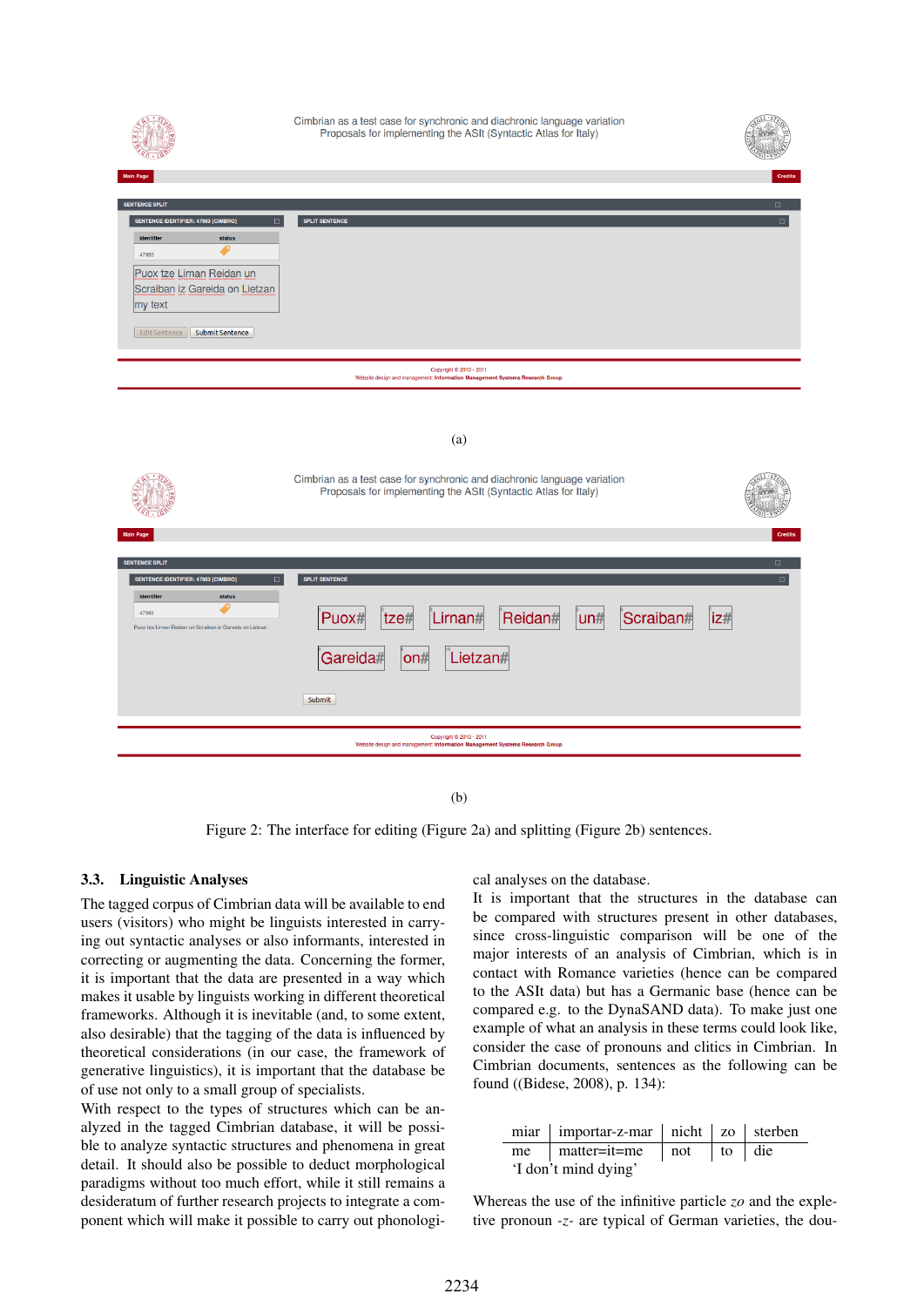(a)

(b)

Figure 2: The interface for editing (Figure 2a) and splitting (Figure 2b) sentences.

### 3.3. Linguistic Analyses

The tagged corpus of Cimbrian data will be available to end users (visitors) who might be linguists interested in carrying out syntactic analyses or also informants, interested in correcting or augmenting the data. Concerning the former, it is important that the data are presented in a way which makes it usable by linguists working in different theoretical frameworks. Although it is inevitable (and, to some extent, also desirable) that the tagging of the data is influenced by theoretical considerations (in our case, the framework of generative linguistics), it is important that the database be of use not only to a small group of specialists.

With respect to the types of structures which can be analyzed in the tagged Cimbrian database, it will be possible to analyze syntactic structures and phenomena in great detail. It should also be possible to deduct morphological paradigms without too much effort, while it still remains a desideratum of further research projects to integrate a component which will make it possible to carry out phonological analyses on the database.

It is important that the structures in the database can be compared with structures present in other databases, since cross-linguistic comparison will be one of the major interests of an analysis of Cimbrian, which is in contact with Romance varieties (hence can be compared to the ASIt data) but has a Germanic base (hence can be compared e.g. to the DynaSAND data). To make just one example of what an analysis in these terms could look like, consider the case of pronouns and clitics in Cimbrian. In Cimbrian documents, sentences as the following can be found ((Bidese, 2008), p. 134):

| miar | importar-z-mar | nicht | zo | sterben |
|---|---|---|---|---|
| me | matter=it=me | not | to | die |

‘I don’t mind dying’

Whereas the use of the infinitive particle *zo* and the expletive pronoun *-z-* are typical of German varieties, the dou-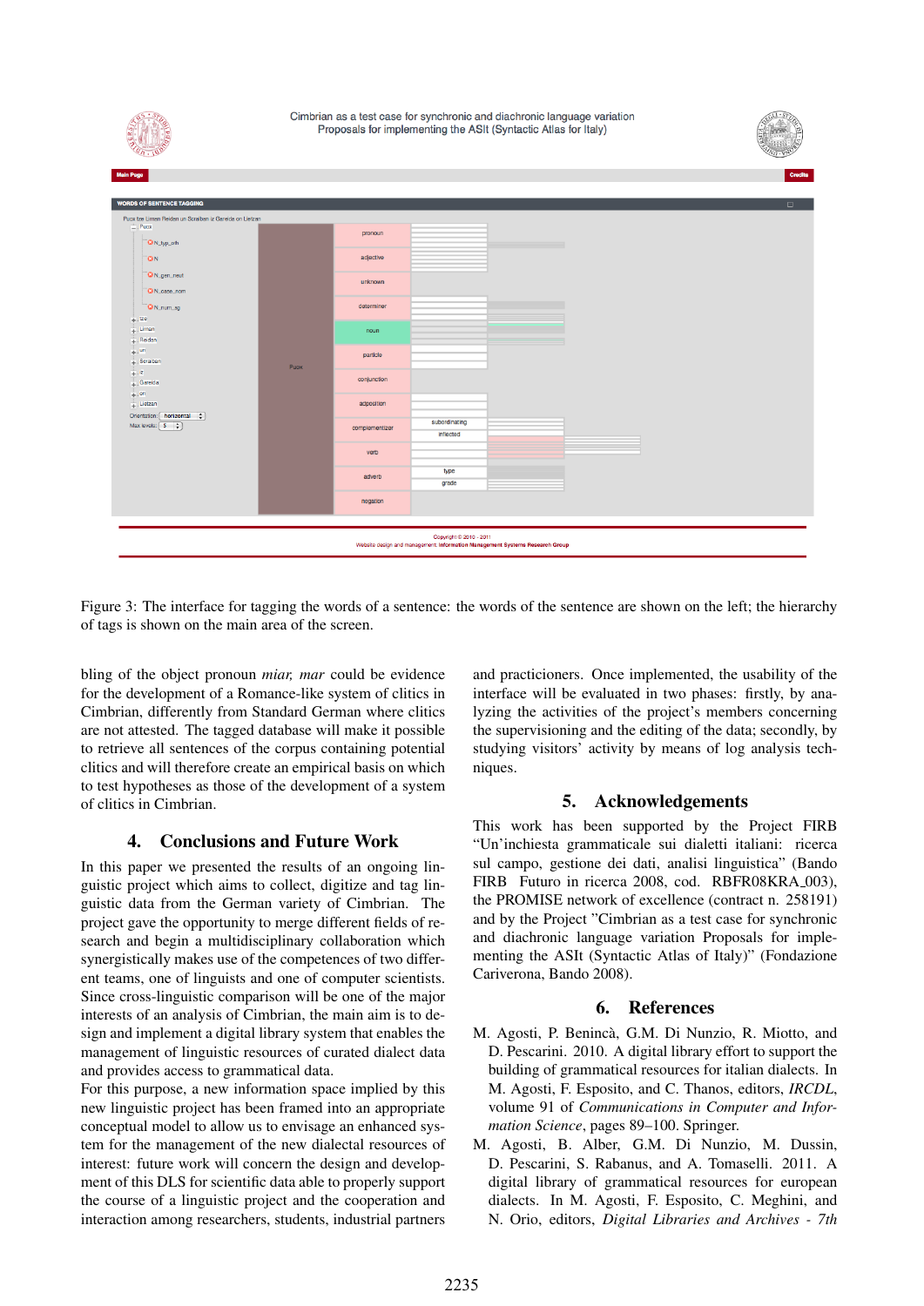Figure 3: The interface for tagging the words of a sentence: the words of the sentence are shown on the left; the hierarchy of tags is shown on the main area of the screen.

bling of the object pronoun *miar, mar* could be evidence for the development of a Romance-like system of clitics in Cimbrian, differently from Standard German where clitics are not attested. The tagged database will make it possible to retrieve all sentences of the corpus containing potential clitics and will therefore create an empirical basis on which to test hypotheses as those of the development of a system of clitics in Cimbrian.

## 4. Conclusions and Future Work

In this paper we presented the results of an ongoing linguistic project which aims to collect, digitize and tag linguistic data from the German variety of Cimbrian. The project gave the opportunity to merge different fields of research and begin a multidisciplinary collaboration which synergistically makes use of the competences of two different teams, one of linguists and one of computer scientists. Since cross-linguistic comparison will be one of the major interests of an analysis of Cimbrian, the main aim is to design and implement a digital library system that enables the management of linguistic resources of curated dialect data and provides access to grammatical data.
For this purpose, a new information space implied by this new linguistic project has been framed into an appropriate conceptual model to allow us to envisage an enhanced system for the management of the new dialectal resources of interest: future work will concern the design and development of this DLS for scientific data able to properly support the course of a linguistic project and the cooperation and interaction among researchers, students, industrial partners and practicioners. Once implemented, the usability of the interface will be evaluated in two phases: firstly, by analyzing the activities of the project's members concerning the supervisioning and the editing of the data; secondly, by studying visitors' activity by means of log analysis techniques.

## 5. Acknowledgements

This work has been supported by the Project FIRB "Un'inchiesta grammaticale sui dialetti italiani: ricerca sul campo, gestione dei dati, analisi linguistica" (Bando FIRB Futuro in ricerca 2008, cod. RBFR08KRA_003), the PROMISE network of excellence (contract n. 258191) and by the Project "Cimbrian as a test case for synchronic and diachronic language variation Proposals for implementing the ASIt (Syntactic Atlas of Italy)" (Fondazione Cariverona, Bando 2008).

## 6. References

M. Agosti, P. Benincà, G.M. Di Nunzio, R. Miotto, and D. Pescarini. 2010. A digital library effort to support the building of grammatical resources for italian dialects. In M. Agosti, F. Esposito, and C. Thanos, editors, *IRCDL*, volume 91 of *Communications in Computer and Information Science*, pages 89–100. Springer.

M. Agosti, B. Alber, G.M. Di Nunzio, M. Dussin, D. Pescarini, S. Rabanus, and A. Tomaselli. 2011. A digital library of grammatical resources for european dialects. In M. Agosti, F. Esposito, C. Meghini, and N. Orio, editors, *Digital Libraries and Archives - 7th*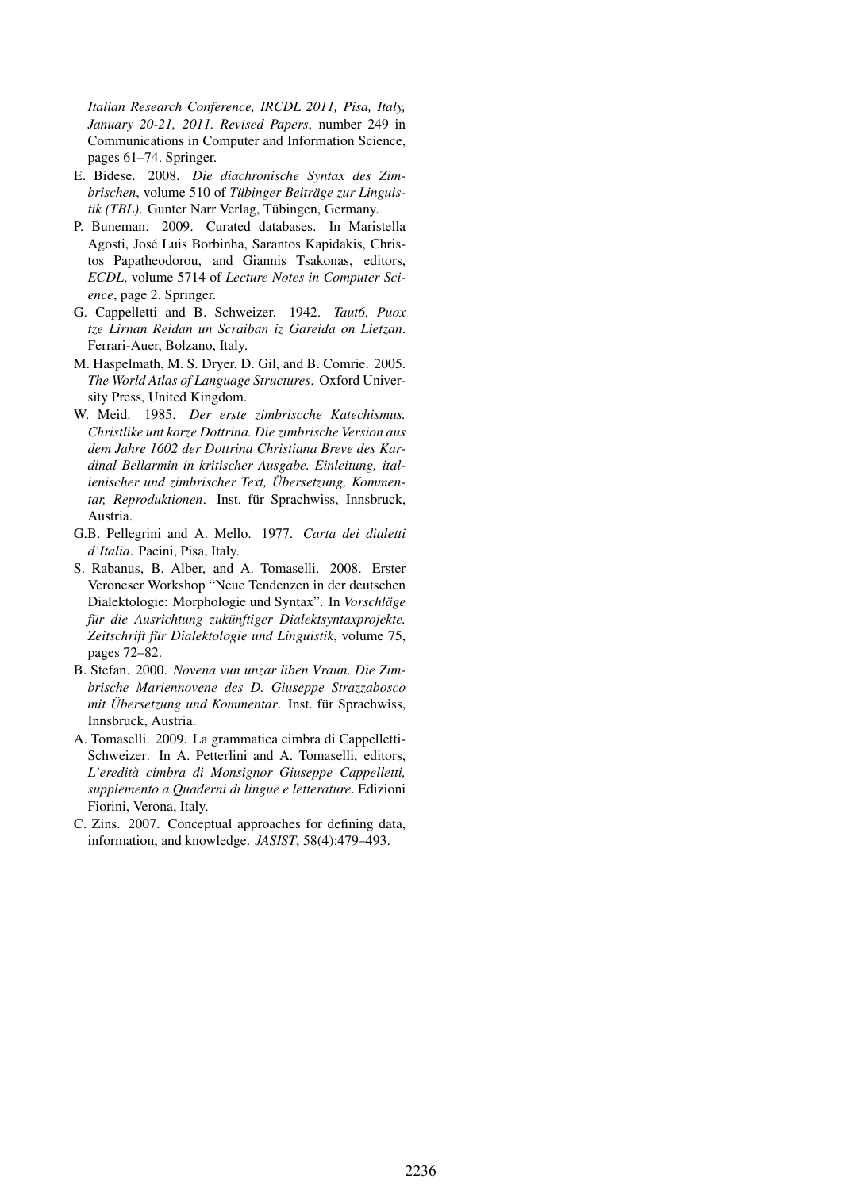*Italian Research Conference, IRCDL 2011, Pisa, Italy, January 20-21, 2011. Revised Papers*, number 249 in Communications in Computer and Information Science, pages 61–74. Springer.

E. Bidese. 2008. *Die diachronische Syntax des Zimbrischen*, volume 510 of *Tübinger Beiträge zur Linguistik (TBL)*. Gunter Narr Verlag, Tübingen, Germany.

P. Buneman. 2009. Curated databases. In Maristella Agosti, José Luis Borbinha, Sarantos Kapidakis, Christos Papatheodorou, and Giannis Tsakonas, editors, *ECDL*, volume 5714 of *Lecture Notes in Computer Science*, page 2. Springer.

G. Cappelletti and B. Schweizer. 1942. *Taut6. Puox tze Lirnan Reidan un Scraiban iz Gareida on Lietzan*. Ferrari-Auer, Bolzano, Italy.

M. Haspelmath, M. S. Dryer, D. Gil, and B. Comrie. 2005. *The World Atlas of Language Structures*. Oxford University Press, United Kingdom.

W. Meid. 1985. *Der erste zimbriscche Katechismus. Christlike unt korze Dottrina. Die zimbrische Version aus dem Jahre 1602 der Dottrina Christiana Breve des Kardinal Bellarmin in kritischer Ausgabe. Einleitung, italienischer und zimbrischer Text, Übersetzung, Kommentar, Reproduktionen*. Inst. für Sprachwiss, Innsbruck, Austria.

G.B. Pellegrini and A. Mello. 1977. *Carta dei dialetti d'Italia*. Pacini, Pisa, Italy.

S. Rabanus, B. Alber, and A. Tomaselli. 2008. Erster Veroneser Workshop "Neue Tendenzen in der deutschen Dialektologie: Morphologie und Syntax". In *Vorschläge für die Ausrichtung zukünftiger Dialektsyntaxprojekte. Zeitschrift für Dialektologie und Linguistik*, volume 75, pages 72–82.

B. Stefan. 2000. *Novena vun unzar liben Vraun. Die Zimbrische Mariennovene des D. Giuseppe Strazzabosco mit Übersetzung und Kommentar*. Inst. für Sprachwiss, Innsbruck, Austria.

A. Tomaselli. 2009. La grammatica cimbra di Cappelletti-Schweizer. In A. Petterlini and A. Tomaselli, editors, *L'eredità cimbra di Monsignor Giuseppe Cappelletti, supplemento a Quaderni di lingue e letterature*. Edizioni Fiorini, Verona, Italy.

C. Zins. 2007. Conceptual approaches for defining data, information, and knowledge. *JASIST*, 58(4):479–493.